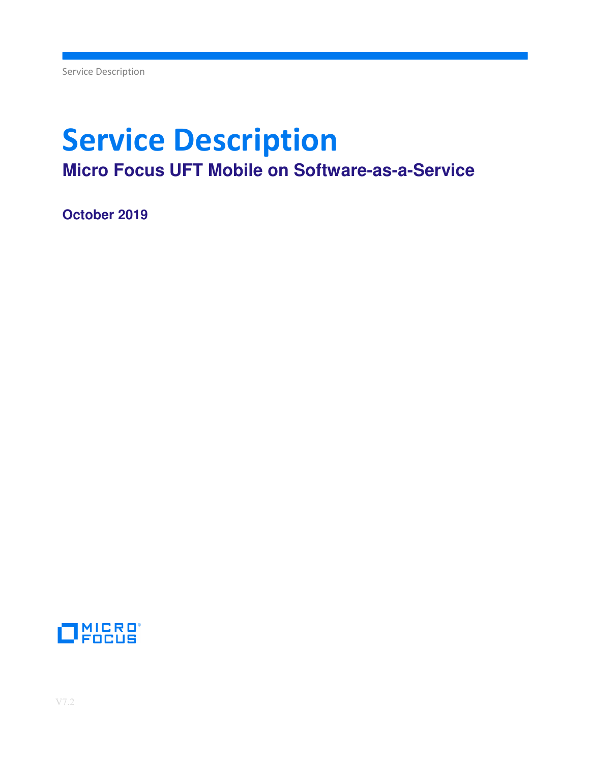# Service Description

## Micro Focus UFT Mobile on Software-as-a-Service

**October 2019**

V7.2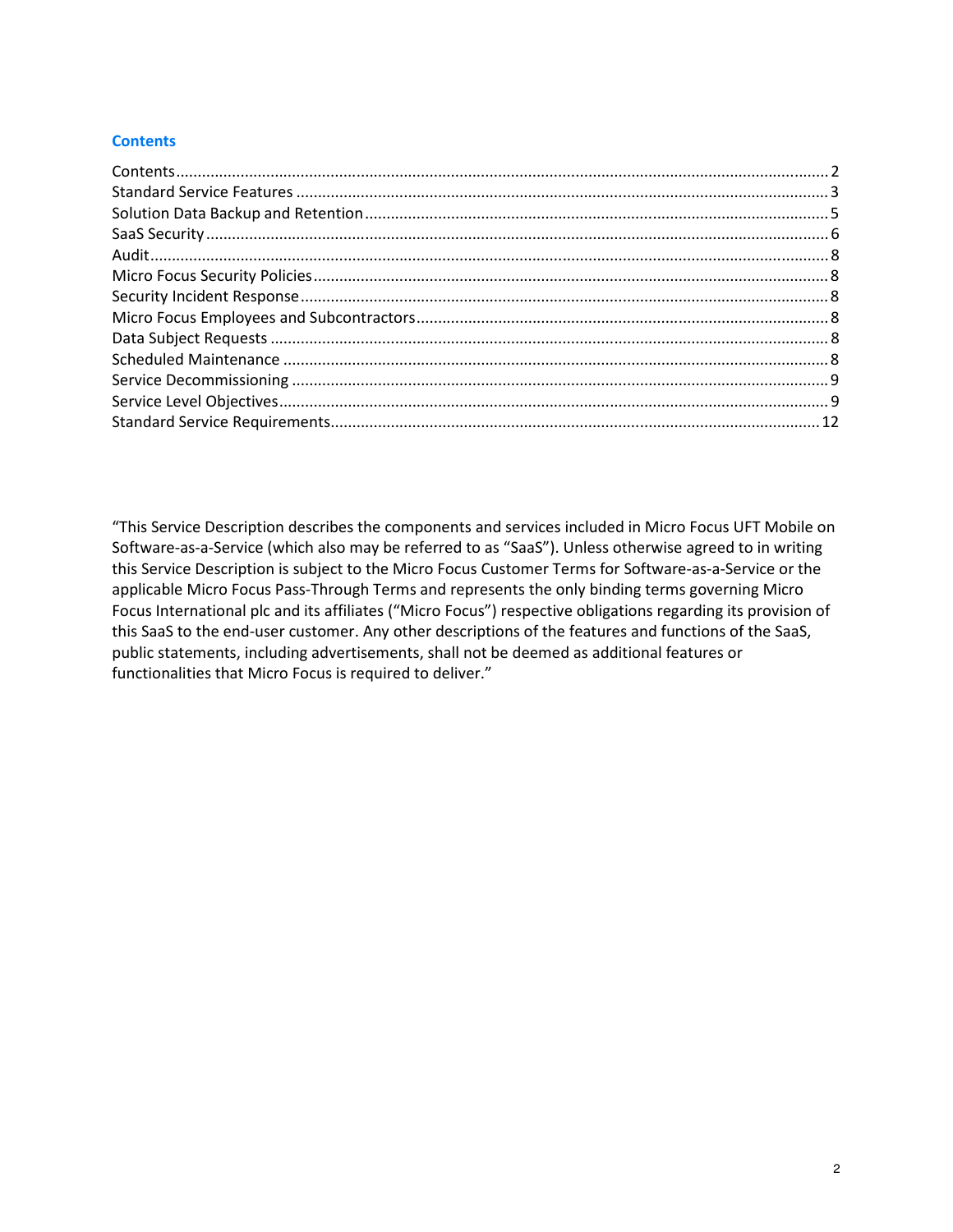## Contents

| | |
|---|---|
| Contents | 2 |
| Standard Service Features | 3 |
| Solution Data Backup and Retention | 5 |
| SaaS Security | 6 |
| Audit | 8 |
| Micro Focus Security Policies | 8 |
| Security Incident Response | 8 |
| Micro Focus Employees and Subcontractors | 8 |
| Data Subject Requests | 8 |
| Scheduled Maintenance | 8 |
| Service Decommissioning | 9 |
| Service Level Objectives | 9 |
| Standard Service Requirements | 12 |

"This Service Description describes the components and services included in Micro Focus UFT Mobile on Software-as-a-Service (which also may be referred to as "SaaS"). Unless otherwise agreed to in writing this Service Description is subject to the Micro Focus Customer Terms for Software-as-a-Service or the applicable Micro Focus Pass-Through Terms and represents the only binding terms governing Micro Focus International plc and its affiliates ("Micro Focus") respective obligations regarding its provision of this SaaS to the end-user customer. Any other descriptions of the features and functions of the SaaS, public statements, including advertisements, shall not be deemed as additional features or functionalities that Micro Focus is required to deliver."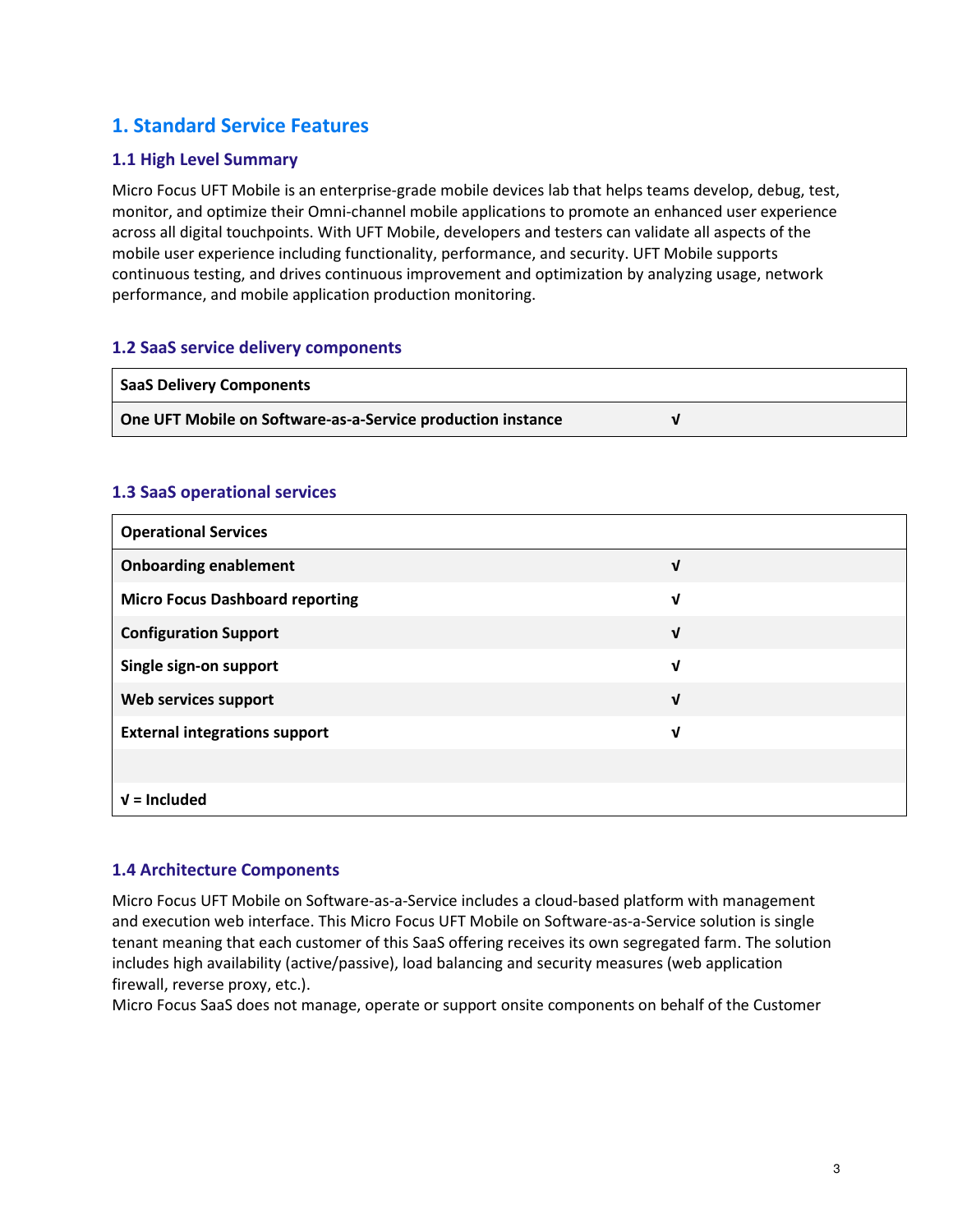## 1. Standard Service Features

### 1.1 High Level Summary

Micro Focus UFT Mobile is an enterprise-grade mobile devices lab that helps teams develop, debug, test, monitor, and optimize their Omni-channel mobile applications to promote an enhanced user experience across all digital touchpoints. With UFT Mobile, developers and testers can validate all aspects of the mobile user experience including functionality, performance, and security. UFT Mobile supports continuous testing, and drives continuous improvement and optimization by analyzing usage, network performance, and mobile application production monitoring.

### 1.2 SaaS service delivery components

| **SaaS Delivery Components** | |
|---|---|
| **One UFT Mobile on Software-as-a-Service production instance** | **√** |

### 1.3 SaaS operational services

| **Operational Services** | |
|---|---|
| **Onboarding enablement** | **√** |
| **Micro Focus Dashboard reporting** | **√** |
| **Configuration Support** | **√** |
| **Single sign-on support** | **√** |
| **Web services support** | **√** |
| **External integrations support** | **√** |
| | |
| **√ = Included** | |

### 1.4 Architecture Components

Micro Focus UFT Mobile on Software-as-a-Service includes a cloud-based platform with management and execution web interface. This Micro Focus UFT Mobile on Software-as-a-Service solution is single tenant meaning that each customer of this SaaS offering receives its own segregated farm. The solution includes high availability (active/passive), load balancing and security measures (web application firewall, reverse proxy, etc.).

Micro Focus SaaS does not manage, operate or support onsite components on behalf of the Customer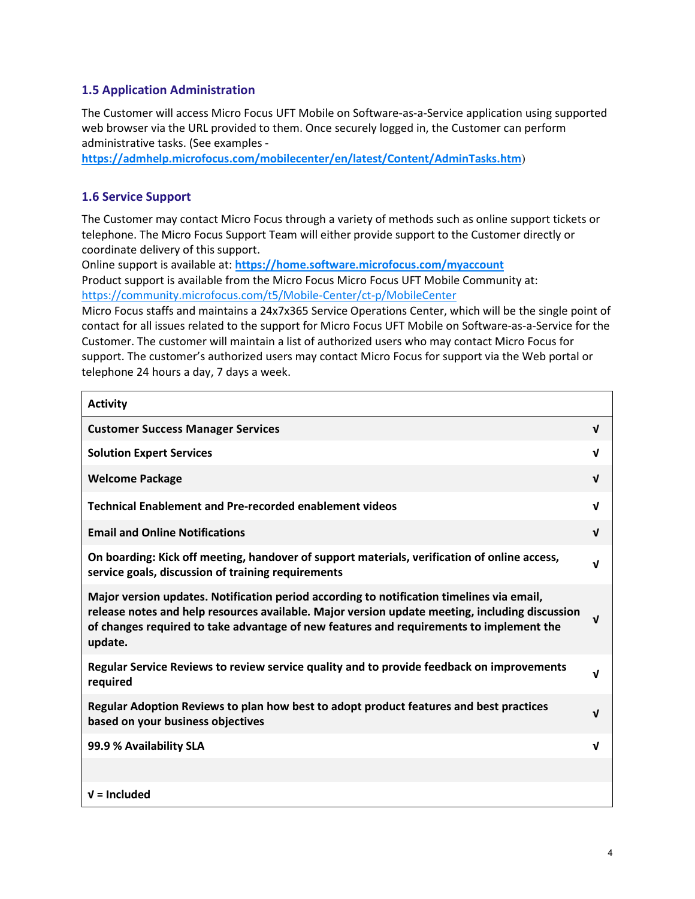### 1.5 Application Administration

The Customer will access Micro Focus UFT Mobile on Software-as-a-Service application using supported web browser via the URL provided to them. Once securely logged in, the Customer can perform administrative tasks. (See examples - **https://admhelp.microfocus.com/mobilecenter/en/latest/Content/AdminTasks.htm**)

### 1.6 Service Support

The Customer may contact Micro Focus through a variety of methods such as online support tickets or telephone. The Micro Focus Support Team will either provide support to the Customer directly or coordinate delivery of this support.
Online support is available at: **https://home.software.microfocus.com/myaccount**
Product support is available from the Micro Focus Micro Focus UFT Mobile Community at: https://community.microfocus.com/t5/Mobile-Center/ct-p/MobileCenter
Micro Focus staffs and maintains a 24x7x365 Service Operations Center, which will be the single point of contact for all issues related to the support for Micro Focus UFT Mobile on Software-as-a-Service for the Customer. The customer will maintain a list of authorized users who may contact Micro Focus for support. The customer's authorized users may contact Micro Focus for support via the Web portal or telephone 24 hours a day, 7 days a week.

| Activity | |
|---|---|
| **Customer Success Manager Services** | √ |
| **Solution Expert Services** | √ |
| **Welcome Package** | √ |
| **Technical Enablement and Pre-recorded enablement videos** | √ |
| **Email and Online Notifications** | √ |
| **On boarding: Kick off meeting, handover of support materials, verification of online access, service goals, discussion of training requirements** | √ |
| **Major version updates. Notification period according to notification timelines via email, release notes and help resources available. Major version update meeting, including discussion of changes required to take advantage of new features and requirements to implement the update.** | √ |
| **Regular Service Reviews to review service quality and to provide feedback on improvements required** | √ |
| **Regular Adoption Reviews to plan how best to adopt product features and best practices based on your business objectives** | √ |
| **99.9 % Availability SLA** | √ |
| | |
| **√ = Included** | |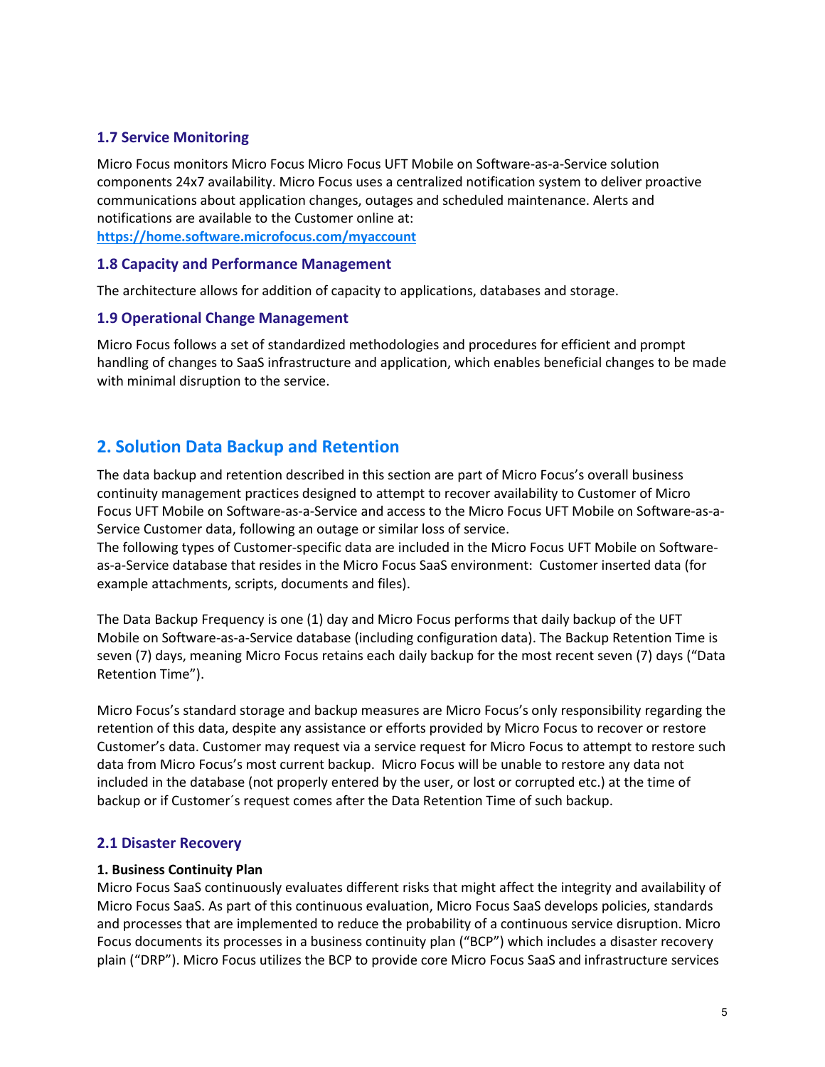### 1.7 Service Monitoring

Micro Focus monitors Micro Focus Micro Focus UFT Mobile on Software-as-a-Service solution components 24x7 availability. Micro Focus uses a centralized notification system to deliver proactive communications about application changes, outages and scheduled maintenance. Alerts and notifications are available to the Customer online at:
**https://home.software.microfocus.com/myaccount**

### 1.8 Capacity and Performance Management

The architecture allows for addition of capacity to applications, databases and storage.

### 1.9 Operational Change Management

Micro Focus follows a set of standardized methodologies and procedures for efficient and prompt handling of changes to SaaS infrastructure and application, which enables beneficial changes to be made with minimal disruption to the service.

## 2. Solution Data Backup and Retention

The data backup and retention described in this section are part of Micro Focus's overall business continuity management practices designed to attempt to recover availability to Customer of Micro Focus UFT Mobile on Software-as-a-Service and access to the Micro Focus UFT Mobile on Software-as-a-Service Customer data, following an outage or similar loss of service.
The following types of Customer-specific data are included in the Micro Focus UFT Mobile on Software-as-a-Service database that resides in the Micro Focus SaaS environment: Customer inserted data (for example attachments, scripts, documents and files).

The Data Backup Frequency is one (1) day and Micro Focus performs that daily backup of the UFT Mobile on Software-as-a-Service database (including configuration data). The Backup Retention Time is seven (7) days, meaning Micro Focus retains each daily backup for the most recent seven (7) days ("Data Retention Time").

Micro Focus's standard storage and backup measures are Micro Focus's only responsibility regarding the retention of this data, despite any assistance or efforts provided by Micro Focus to recover or restore Customer's data. Customer may request via a service request for Micro Focus to attempt to restore such data from Micro Focus's most current backup. Micro Focus will be unable to restore any data not included in the database (not properly entered by the user, or lost or corrupted etc.) at the time of backup or if Customer´s request comes after the Data Retention Time of such backup.

### 2.1 Disaster Recovery

**1. Business Continuity Plan**
Micro Focus SaaS continuously evaluates different risks that might affect the integrity and availability of Micro Focus SaaS. As part of this continuous evaluation, Micro Focus SaaS develops policies, standards and processes that are implemented to reduce the probability of a continuous service disruption. Micro Focus documents its processes in a business continuity plan ("BCP") which includes a disaster recovery plain ("DRP"). Micro Focus utilizes the BCP to provide core Micro Focus SaaS and infrastructure services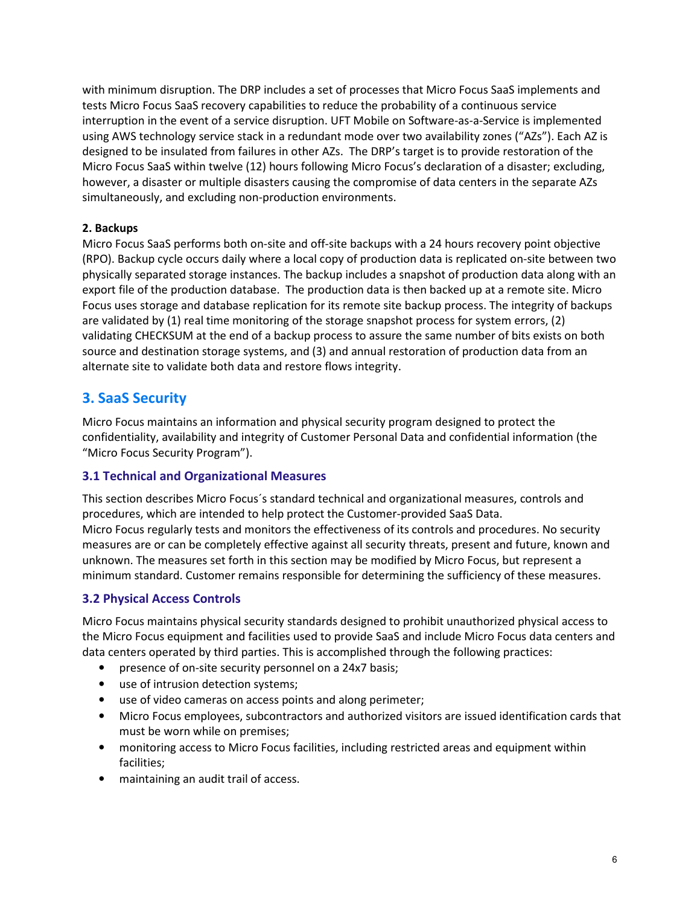with minimum disruption. The DRP includes a set of processes that Micro Focus SaaS implements and tests Micro Focus SaaS recovery capabilities to reduce the probability of a continuous service interruption in the event of a service disruption. UFT Mobile on Software-as-a-Service is implemented using AWS technology service stack in a redundant mode over two availability zones ("AZs"). Each AZ is designed to be insulated from failures in other AZs. The DRP's target is to provide restoration of the Micro Focus SaaS within twelve (12) hours following Micro Focus's declaration of a disaster; excluding, however, a disaster or multiple disasters causing the compromise of data centers in the separate AZs simultaneously, and excluding non-production environments.

**2. Backups**

Micro Focus SaaS performs both on-site and off-site backups with a 24 hours recovery point objective (RPO). Backup cycle occurs daily where a local copy of production data is replicated on-site between two physically separated storage instances. The backup includes a snapshot of production data along with an export file of the production database. The production data is then backed up at a remote site. Micro Focus uses storage and database replication for its remote site backup process. The integrity of backups are validated by (1) real time monitoring of the storage snapshot process for system errors, (2) validating CHECKSUM at the end of a backup process to assure the same number of bits exists on both source and destination storage systems, and (3) and annual restoration of production data from an alternate site to validate both data and restore flows integrity.

## 3. SaaS Security

Micro Focus maintains an information and physical security program designed to protect the confidentiality, availability and integrity of Customer Personal Data and confidential information (the "Micro Focus Security Program").

### 3.1 Technical and Organizational Measures

This section describes Micro Focus´s standard technical and organizational measures, controls and procedures, which are intended to help protect the Customer-provided SaaS Data.
Micro Focus regularly tests and monitors the effectiveness of its controls and procedures. No security measures are or can be completely effective against all security threats, present and future, known and unknown. The measures set forth in this section may be modified by Micro Focus, but represent a minimum standard. Customer remains responsible for determining the sufficiency of these measures.

### 3.2 Physical Access Controls

Micro Focus maintains physical security standards designed to prohibit unauthorized physical access to the Micro Focus equipment and facilities used to provide SaaS and include Micro Focus data centers and data centers operated by third parties. This is accomplished through the following practices:

- presence of on-site security personnel on a 24x7 basis;
- use of intrusion detection systems;
- use of video cameras on access points and along perimeter;
- Micro Focus employees, subcontractors and authorized visitors are issued identification cards that must be worn while on premises;
- monitoring access to Micro Focus facilities, including restricted areas and equipment within facilities;
- maintaining an audit trail of access.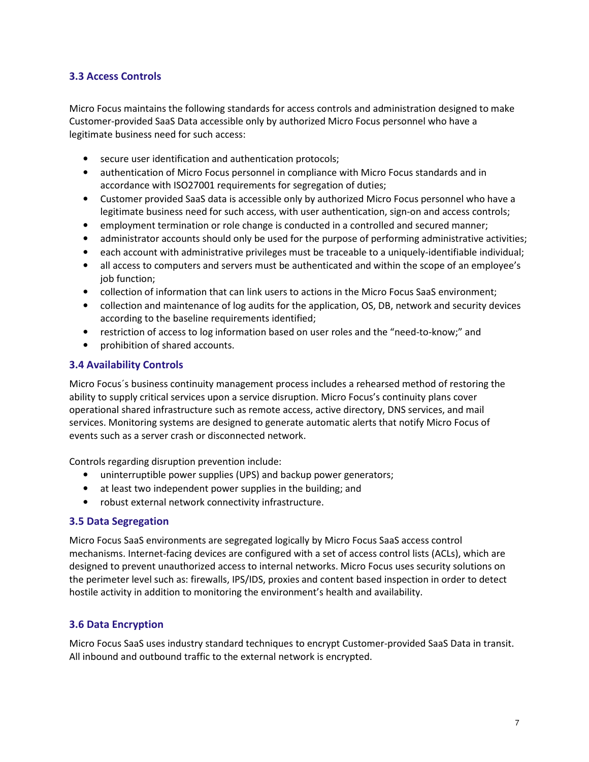### 3.3 Access Controls

Micro Focus maintains the following standards for access controls and administration designed to make Customer-provided SaaS Data accessible only by authorized Micro Focus personnel who have a legitimate business need for such access:

- secure user identification and authentication protocols;
- authentication of Micro Focus personnel in compliance with Micro Focus standards and in accordance with ISO27001 requirements for segregation of duties;
- Customer provided SaaS data is accessible only by authorized Micro Focus personnel who have a legitimate business need for such access, with user authentication, sign-on and access controls;
- employment termination or role change is conducted in a controlled and secured manner;
- administrator accounts should only be used for the purpose of performing administrative activities;
- each account with administrative privileges must be traceable to a uniquely-identifiable individual;
- all access to computers and servers must be authenticated and within the scope of an employee's job function;
- collection of information that can link users to actions in the Micro Focus SaaS environment;
- collection and maintenance of log audits for the application, OS, DB, network and security devices according to the baseline requirements identified;
- restriction of access to log information based on user roles and the "need-to-know;" and
- prohibition of shared accounts.

### 3.4 Availability Controls

Micro Focus´s business continuity management process includes a rehearsed method of restoring the ability to supply critical services upon a service disruption. Micro Focus's continuity plans cover operational shared infrastructure such as remote access, active directory, DNS services, and mail services. Monitoring systems are designed to generate automatic alerts that notify Micro Focus of events such as a server crash or disconnected network.

Controls regarding disruption prevention include:

- uninterruptible power supplies (UPS) and backup power generators;
- at least two independent power supplies in the building; and
- robust external network connectivity infrastructure.

### 3.5 Data Segregation

Micro Focus SaaS environments are segregated logically by Micro Focus SaaS access control mechanisms. Internet-facing devices are configured with a set of access control lists (ACLs), which are designed to prevent unauthorized access to internal networks. Micro Focus uses security solutions on the perimeter level such as: firewalls, IPS/IDS, proxies and content based inspection in order to detect hostile activity in addition to monitoring the environment's health and availability.

### 3.6 Data Encryption

Micro Focus SaaS uses industry standard techniques to encrypt Customer-provided SaaS Data in transit. All inbound and outbound traffic to the external network is encrypted.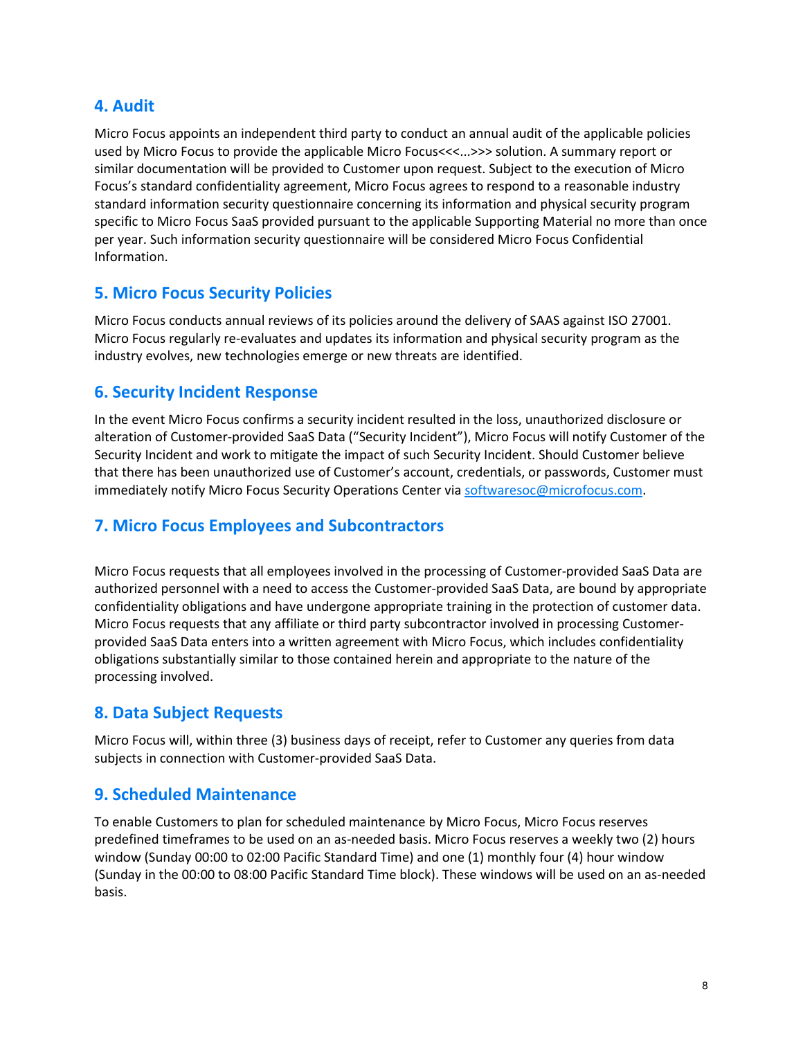## 4. Audit

Micro Focus appoints an independent third party to conduct an annual audit of the applicable policies used by Micro Focus to provide the applicable Micro Focus<<<...>>> solution. A summary report or similar documentation will be provided to Customer upon request. Subject to the execution of Micro Focus's standard confidentiality agreement, Micro Focus agrees to respond to a reasonable industry standard information security questionnaire concerning its information and physical security program specific to Micro Focus SaaS provided pursuant to the applicable Supporting Material no more than once per year. Such information security questionnaire will be considered Micro Focus Confidential Information.

## 5. Micro Focus Security Policies

Micro Focus conducts annual reviews of its policies around the delivery of SAAS against ISO 27001. Micro Focus regularly re-evaluates and updates its information and physical security program as the industry evolves, new technologies emerge or new threats are identified.

## 6. Security Incident Response

In the event Micro Focus confirms a security incident resulted in the loss, unauthorized disclosure or alteration of Customer-provided SaaS Data ("Security Incident"), Micro Focus will notify Customer of the Security Incident and work to mitigate the impact of such Security Incident. Should Customer believe that there has been unauthorized use of Customer's account, credentials, or passwords, Customer must immediately notify Micro Focus Security Operations Center via softwaresoc@microfocus.com.

## 7. Micro Focus Employees and Subcontractors

Micro Focus requests that all employees involved in the processing of Customer-provided SaaS Data are authorized personnel with a need to access the Customer-provided SaaS Data, are bound by appropriate confidentiality obligations and have undergone appropriate training in the protection of customer data. Micro Focus requests that any affiliate or third party subcontractor involved in processing Customer-provided SaaS Data enters into a written agreement with Micro Focus, which includes confidentiality obligations substantially similar to those contained herein and appropriate to the nature of the processing involved.

## 8. Data Subject Requests

Micro Focus will, within three (3) business days of receipt, refer to Customer any queries from data subjects in connection with Customer-provided SaaS Data.

## 9. Scheduled Maintenance

To enable Customers to plan for scheduled maintenance by Micro Focus, Micro Focus reserves predefined timeframes to be used on an as-needed basis. Micro Focus reserves a weekly two (2) hours window (Sunday 00:00 to 02:00 Pacific Standard Time) and one (1) monthly four (4) hour window (Sunday in the 00:00 to 08:00 Pacific Standard Time block). These windows will be used on an as-needed basis.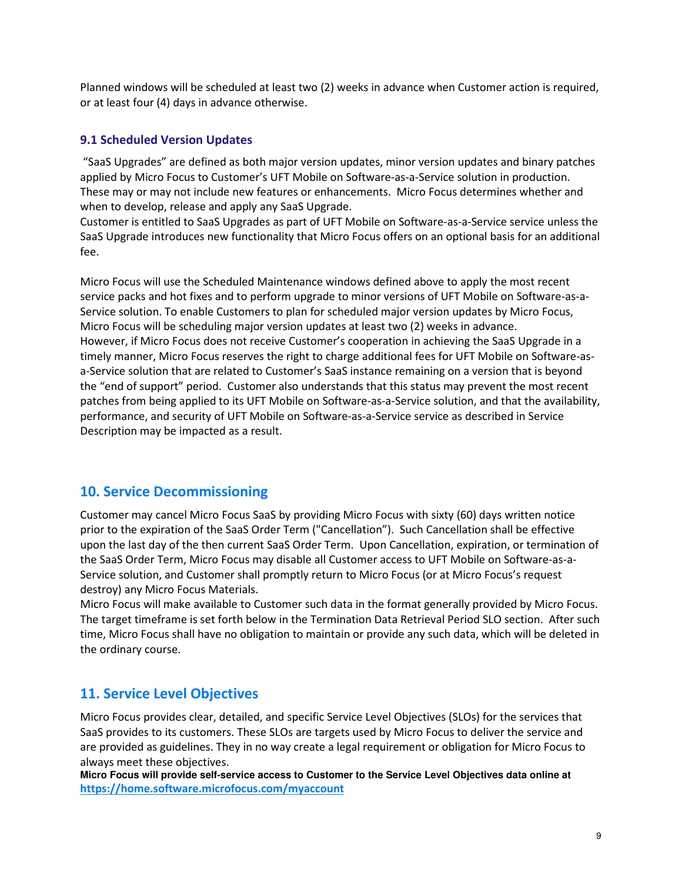Planned windows will be scheduled at least two (2) weeks in advance when Customer action is required, or at least four (4) days in advance otherwise.

### 9.1 Scheduled Version Updates

"SaaS Upgrades" are defined as both major version updates, minor version updates and binary patches applied by Micro Focus to Customer's UFT Mobile on Software-as-a-Service solution in production. These may or may not include new features or enhancements. Micro Focus determines whether and when to develop, release and apply any SaaS Upgrade.
Customer is entitled to SaaS Upgrades as part of UFT Mobile on Software-as-a-Service service unless the SaaS Upgrade introduces new functionality that Micro Focus offers on an optional basis for an additional fee.

Micro Focus will use the Scheduled Maintenance windows defined above to apply the most recent service packs and hot fixes and to perform upgrade to minor versions of UFT Mobile on Software-as-a-Service solution. To enable Customers to plan for scheduled major version updates by Micro Focus, Micro Focus will be scheduling major version updates at least two (2) weeks in advance.
However, if Micro Focus does not receive Customer's cooperation in achieving the SaaS Upgrade in a timely manner, Micro Focus reserves the right to charge additional fees for UFT Mobile on Software-as-a-Service solution that are related to Customer's SaaS instance remaining on a version that is beyond the "end of support" period. Customer also understands that this status may prevent the most recent patches from being applied to its UFT Mobile on Software-as-a-Service solution, and that the availability, performance, and security of UFT Mobile on Software-as-a-Service service as described in Service Description may be impacted as a result.

## 10. Service Decommissioning

Customer may cancel Micro Focus SaaS by providing Micro Focus with sixty (60) days written notice prior to the expiration of the SaaS Order Term ("Cancellation"). Such Cancellation shall be effective upon the last day of the then current SaaS Order Term. Upon Cancellation, expiration, or termination of the SaaS Order Term, Micro Focus may disable all Customer access to UFT Mobile on Software-as-a-Service solution, and Customer shall promptly return to Micro Focus (or at Micro Focus's request destroy) any Micro Focus Materials.
Micro Focus will make available to Customer such data in the format generally provided by Micro Focus. The target timeframe is set forth below in the Termination Data Retrieval Period SLO section. After such time, Micro Focus shall have no obligation to maintain or provide any such data, which will be deleted in the ordinary course.

## 11. Service Level Objectives

Micro Focus provides clear, detailed, and specific Service Level Objectives (SLOs) for the services that SaaS provides to its customers. These SLOs are targets used by Micro Focus to deliver the service and are provided as guidelines. They in no way create a legal requirement or obligation for Micro Focus to always meet these objectives.
**Micro Focus will provide self-service access to Customer to the Service Level Objectives data online at https://home.software.microfocus.com/myaccount**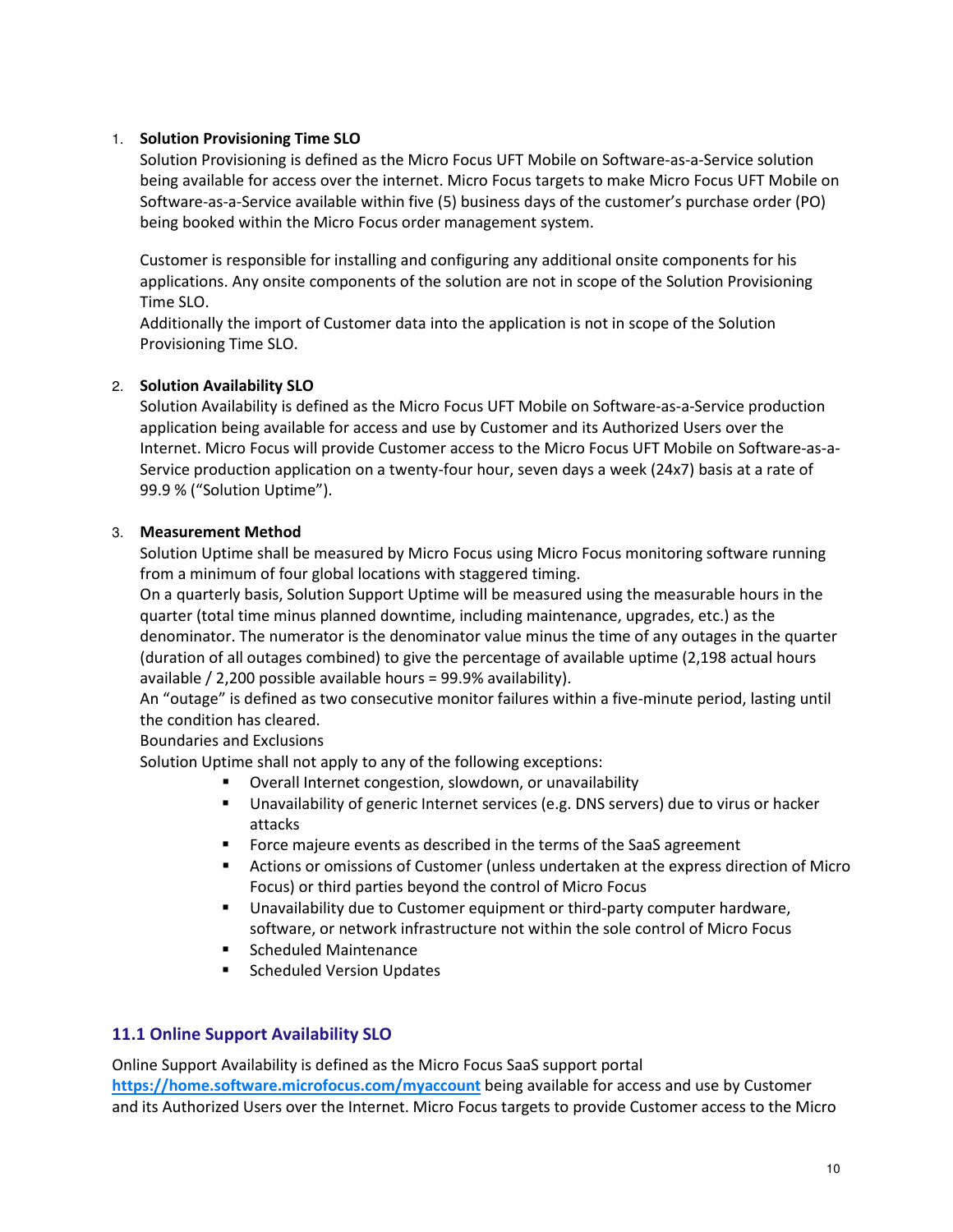1. **Solution Provisioning Time SLO**
   Solution Provisioning is defined as the Micro Focus UFT Mobile on Software-as-a-Service solution being available for access over the internet. Micro Focus targets to make Micro Focus UFT Mobile on Software-as-a-Service available within five (5) business days of the customer's purchase order (PO) being booked within the Micro Focus order management system.

   Customer is responsible for installing and configuring any additional onsite components for his applications. Any onsite components of the solution are not in scope of the Solution Provisioning Time SLO.
   Additionally the import of Customer data into the application is not in scope of the Solution Provisioning Time SLO.

2. **Solution Availability SLO**
   Solution Availability is defined as the Micro Focus UFT Mobile on Software-as-a-Service production application being available for access and use by Customer and its Authorized Users over the Internet. Micro Focus will provide Customer access to the Micro Focus UFT Mobile on Software-as-a-Service production application on a twenty-four hour, seven days a week (24x7) basis at a rate of 99.9 % ("Solution Uptime").

3. **Measurement Method**
   Solution Uptime shall be measured by Micro Focus using Micro Focus monitoring software running from a minimum of four global locations with staggered timing.
   On a quarterly basis, Solution Support Uptime will be measured using the measurable hours in the quarter (total time minus planned downtime, including maintenance, upgrades, etc.) as the denominator. The numerator is the denominator value minus the time of any outages in the quarter (duration of all outages combined) to give the percentage of available uptime (2,198 actual hours available / 2,200 possible available hours = 99.9% availability).
   An "outage" is defined as two consecutive monitor failures within a five-minute period, lasting until the condition has cleared.
   Boundaries and Exclusions
   Solution Uptime shall not apply to any of the following exceptions:
   - Overall Internet congestion, slowdown, or unavailability
   - Unavailability of generic Internet services (e.g. DNS servers) due to virus or hacker attacks
   - Force majeure events as described in the terms of the SaaS agreement
   - Actions or omissions of Customer (unless undertaken at the express direction of Micro Focus) or third parties beyond the control of Micro Focus
   - Unavailability due to Customer equipment or third-party computer hardware, software, or network infrastructure not within the sole control of Micro Focus
   - Scheduled Maintenance
   - Scheduled Version Updates

## 11.1 Online Support Availability SLO

Online Support Availability is defined as the Micro Focus SaaS support portal **https://home.software.microfocus.com/myaccount** being available for access and use by Customer and its Authorized Users over the Internet. Micro Focus targets to provide Customer access to the Micro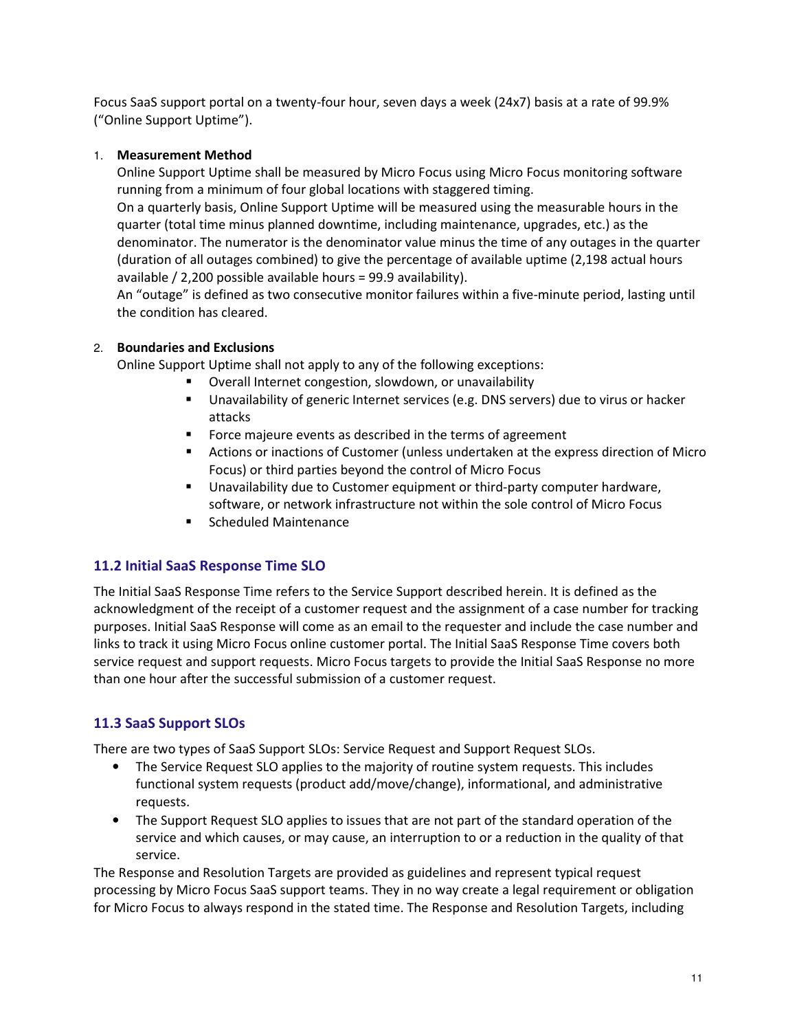Focus SaaS support portal on a twenty-four hour, seven days a week (24x7) basis at a rate of 99.9% ("Online Support Uptime").

1. **Measurement Method**
   Online Support Uptime shall be measured by Micro Focus using Micro Focus monitoring software running from a minimum of four global locations with staggered timing.
   On a quarterly basis, Online Support Uptime will be measured using the measurable hours in the quarter (total time minus planned downtime, including maintenance, upgrades, etc.) as the denominator. The numerator is the denominator value minus the time of any outages in the quarter (duration of all outages combined) to give the percentage of available uptime (2,198 actual hours available / 2,200 possible available hours = 99.9 availability).
   An "outage" is defined as two consecutive monitor failures within a five-minute period, lasting until the condition has cleared.

2. **Boundaries and Exclusions**
   Online Support Uptime shall not apply to any of the following exceptions:
   - Overall Internet congestion, slowdown, or unavailability
   - Unavailability of generic Internet services (e.g. DNS servers) due to virus or hacker attacks
   - Force majeure events as described in the terms of agreement
   - Actions or inactions of Customer (unless undertaken at the express direction of Micro Focus) or third parties beyond the control of Micro Focus
   - Unavailability due to Customer equipment or third-party computer hardware, software, or network infrastructure not within the sole control of Micro Focus
   - Scheduled Maintenance

### 11.2 Initial SaaS Response Time SLO

The Initial SaaS Response Time refers to the Service Support described herein. It is defined as the acknowledgment of the receipt of a customer request and the assignment of a case number for tracking purposes. Initial SaaS Response will come as an email to the requester and include the case number and links to track it using Micro Focus online customer portal. The Initial SaaS Response Time covers both service request and support requests. Micro Focus targets to provide the Initial SaaS Response no more than one hour after the successful submission of a customer request.

### 11.3 SaaS Support SLOs

There are two types of SaaS Support SLOs: Service Request and Support Request SLOs.

- The Service Request SLO applies to the majority of routine system requests. This includes functional system requests (product add/move/change), informational, and administrative requests.
- The Support Request SLO applies to issues that are not part of the standard operation of the service and which causes, or may cause, an interruption to or a reduction in the quality of that service.

The Response and Resolution Targets are provided as guidelines and represent typical request processing by Micro Focus SaaS support teams. They in no way create a legal requirement or obligation for Micro Focus to always respond in the stated time. The Response and Resolution Targets, including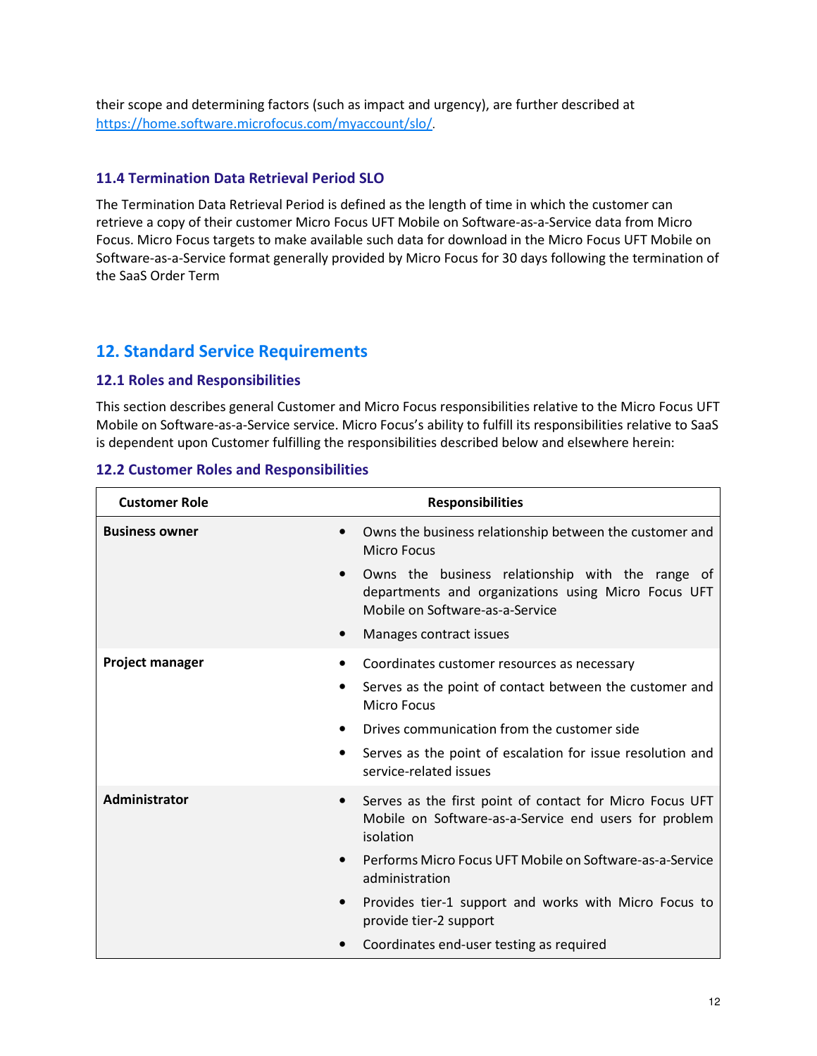their scope and determining factors (such as impact and urgency), are further described at https://home.software.microfocus.com/myaccount/slo/.

### 11.4 Termination Data Retrieval Period SLO

The Termination Data Retrieval Period is defined as the length of time in which the customer can retrieve a copy of their customer Micro Focus UFT Mobile on Software-as-a-Service data from Micro Focus. Micro Focus targets to make available such data for download in the Micro Focus UFT Mobile on Software-as-a-Service format generally provided by Micro Focus for 30 days following the termination of the SaaS Order Term

## 12. Standard Service Requirements

### 12.1 Roles and Responsibilities

This section describes general Customer and Micro Focus responsibilities relative to the Micro Focus UFT Mobile on Software-as-a-Service service. Micro Focus's ability to fulfill its responsibilities relative to SaaS is dependent upon Customer fulfilling the responsibilities described below and elsewhere herein:

### 12.2 Customer Roles and Responsibilities

| Customer Role | Responsibilities |
|---|---|
| **Business owner** | • Owns the business relationship between the customer and Micro Focus<br>• Owns the business relationship with the range of departments and organizations using Micro Focus UFT Mobile on Software-as-a-Service<br>• Manages contract issues |
| **Project manager** | • Coordinates customer resources as necessary<br>• Serves as the point of contact between the customer and Micro Focus<br>• Drives communication from the customer side<br>• Serves as the point of escalation for issue resolution and service-related issues |
| **Administrator** | • Serves as the first point of contact for Micro Focus UFT Mobile on Software-as-a-Service end users for problem isolation<br>• Performs Micro Focus UFT Mobile on Software-as-a-Service administration<br>• Provides tier-1 support and works with Micro Focus to provide tier-2 support<br>• Coordinates end-user testing as required |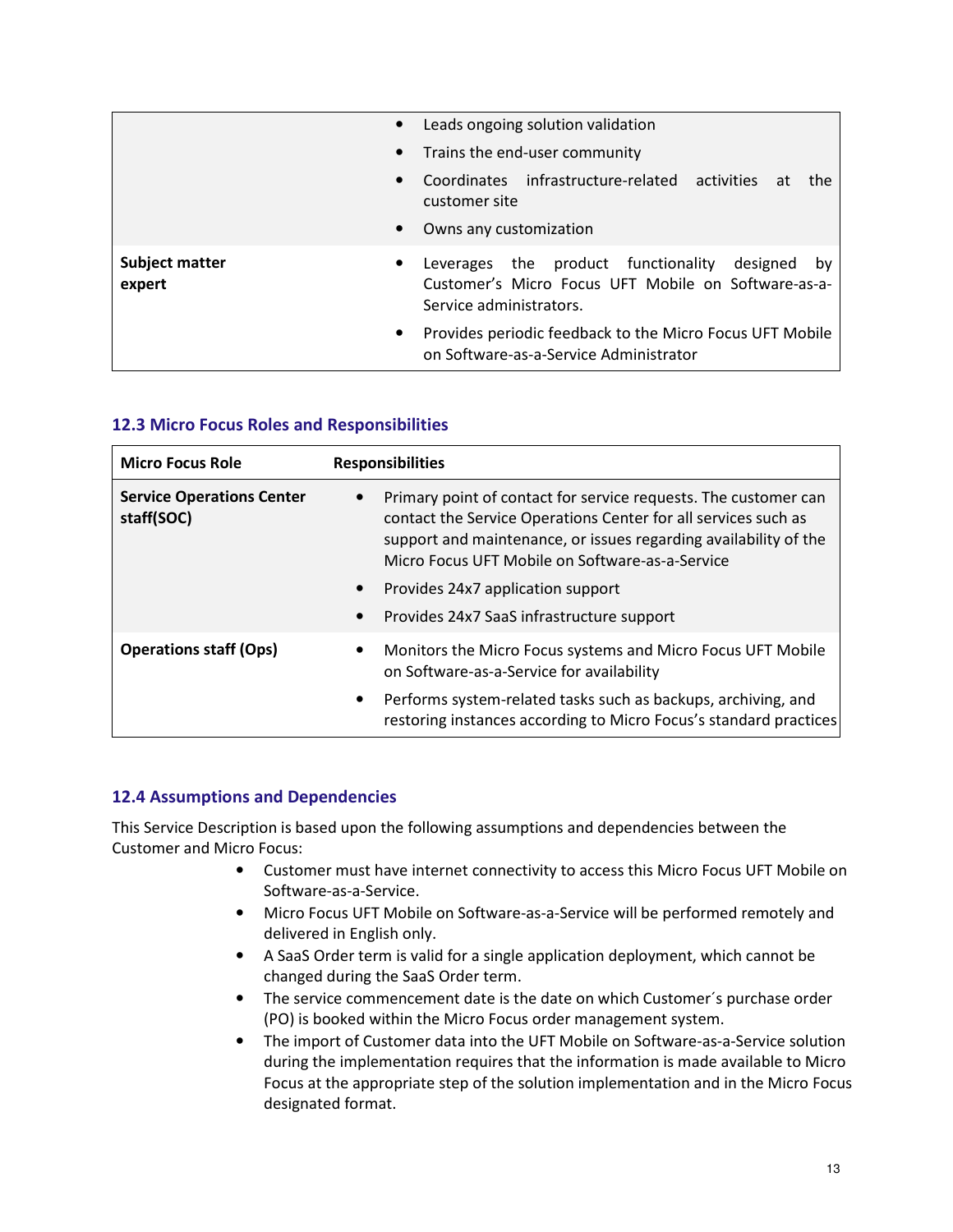| | |
|---|---|
| | • Leads ongoing solution validation<br>• Trains the end-user community<br>• Coordinates infrastructure-related activities at the customer site<br>• Owns any customization |
| **Subject matter expert** | • Leverages the product functionality designed by Customer's Micro Focus UFT Mobile on Software-as-a-Service administrators.<br>• Provides periodic feedback to the Micro Focus UFT Mobile on Software-as-a-Service Administrator |

### 12.3 Micro Focus Roles and Responsibilities

| Micro Focus Role | Responsibilities |
|---|---|
| **Service Operations Center staff(SOC)** | • Primary point of contact for service requests. The customer can contact the Service Operations Center for all services such as support and maintenance, or issues regarding availability of the Micro Focus UFT Mobile on Software-as-a-Service<br>• Provides 24x7 application support<br>• Provides 24x7 SaaS infrastructure support |
| **Operations staff (Ops)** | • Monitors the Micro Focus systems and Micro Focus UFT Mobile on Software-as-a-Service for availability<br>• Performs system-related tasks such as backups, archiving, and restoring instances according to Micro Focus's standard practices |

### 12.4 Assumptions and Dependencies

This Service Description is based upon the following assumptions and dependencies between the Customer and Micro Focus:

- Customer must have internet connectivity to access this Micro Focus UFT Mobile on Software-as-a-Service.
- Micro Focus UFT Mobile on Software-as-a-Service will be performed remotely and delivered in English only.
- A SaaS Order term is valid for a single application deployment, which cannot be changed during the SaaS Order term.
- The service commencement date is the date on which Customer´s purchase order (PO) is booked within the Micro Focus order management system.
- The import of Customer data into the UFT Mobile on Software-as-a-Service solution during the implementation requires that the information is made available to Micro Focus at the appropriate step of the solution implementation and in the Micro Focus designated format.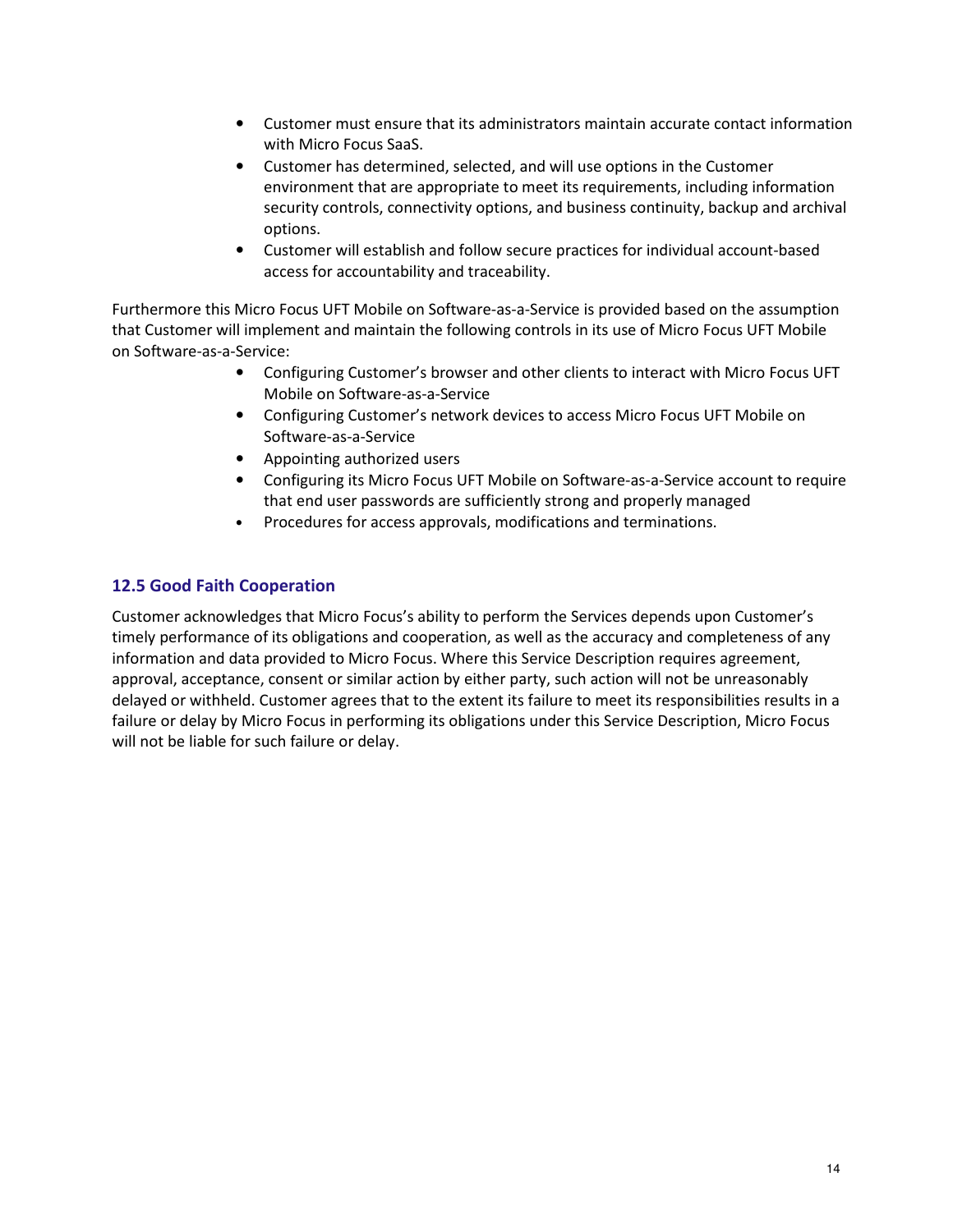- Customer must ensure that its administrators maintain accurate contact information with Micro Focus SaaS.
- Customer has determined, selected, and will use options in the Customer environment that are appropriate to meet its requirements, including information security controls, connectivity options, and business continuity, backup and archival options.
- Customer will establish and follow secure practices for individual account-based access for accountability and traceability.

Furthermore this Micro Focus UFT Mobile on Software-as-a-Service is provided based on the assumption that Customer will implement and maintain the following controls in its use of Micro Focus UFT Mobile on Software-as-a-Service:

- Configuring Customer's browser and other clients to interact with Micro Focus UFT Mobile on Software-as-a-Service
- Configuring Customer's network devices to access Micro Focus UFT Mobile on Software-as-a-Service
- Appointing authorized users
- Configuring its Micro Focus UFT Mobile on Software-as-a-Service account to require that end user passwords are sufficiently strong and properly managed
- Procedures for access approvals, modifications and terminations.

### 12.5 Good Faith Cooperation

Customer acknowledges that Micro Focus's ability to perform the Services depends upon Customer's timely performance of its obligations and cooperation, as well as the accuracy and completeness of any information and data provided to Micro Focus. Where this Service Description requires agreement, approval, acceptance, consent or similar action by either party, such action will not be unreasonably delayed or withheld. Customer agrees that to the extent its failure to meet its responsibilities results in a failure or delay by Micro Focus in performing its obligations under this Service Description, Micro Focus will not be liable for such failure or delay.